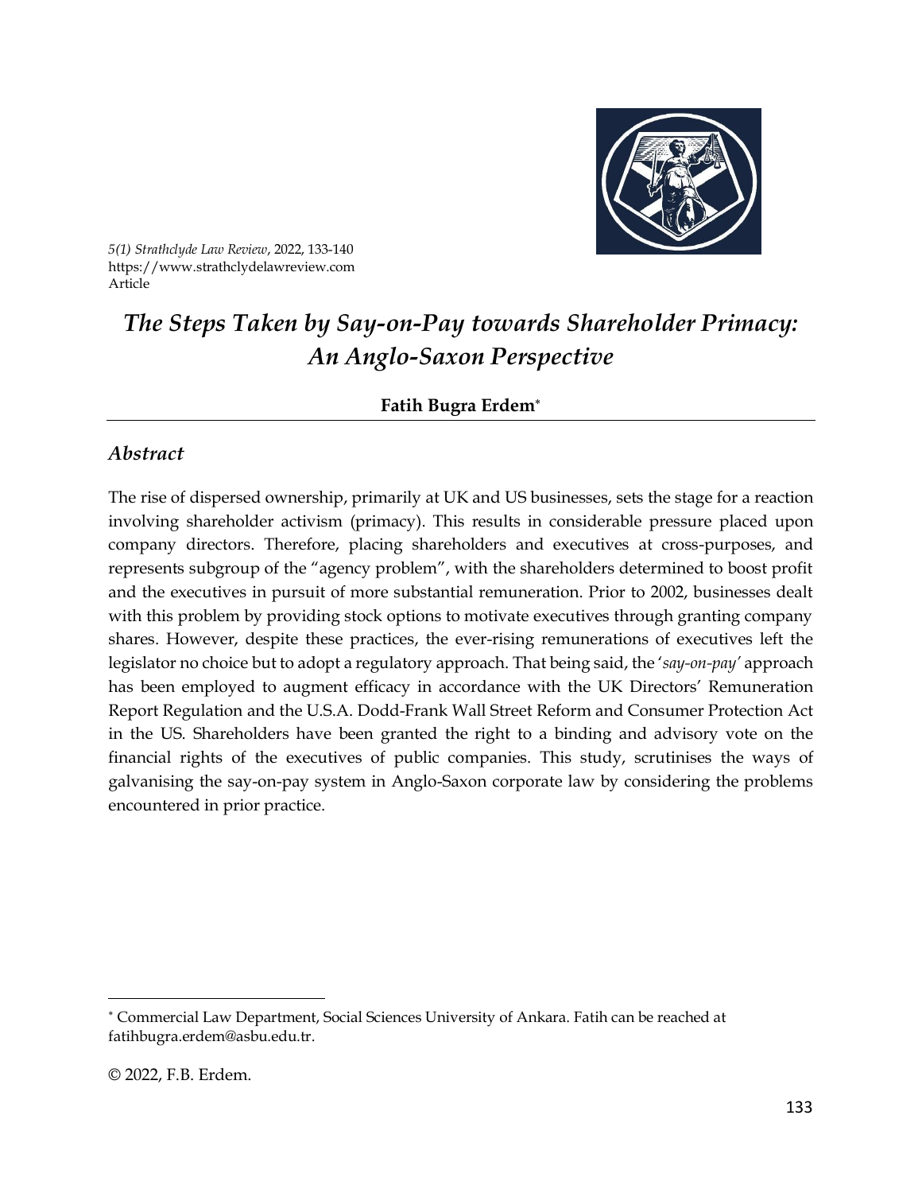# *The Steps Taken by Say-on-Pay towards Shareholder Primacy: An Anglo-Saxon Perspective*

**Fatih Bugra Erdem**[*]

## *Abstract*

The rise of dispersed ownership, primarily at UK and US businesses, sets the stage for a reaction involving shareholder activism (primacy). This results in considerable pressure placed upon company directors. Therefore, placing shareholders and executives at cross-purposes, and represents subgroup of the "agency problem", with the shareholders determined to boost profit and the executives in pursuit of more substantial remuneration. Prior to 2002, businesses dealt with this problem by providing stock options to motivate executives through granting company shares. However, despite these practices, the ever-rising remunerations of executives left the legislator no choice but to adopt a regulatory approach. That being said, the '*say-on-pay*' approach has been employed to augment efficacy in accordance with the UK Directors' Remuneration Report Regulation and the U.S.A. Dodd-Frank Wall Street Reform and Consumer Protection Act in the US. Shareholders have been granted the right to a binding and advisory vote on the financial rights of the executives of public companies. This study, scrutinises the ways of galvanising the say-on-pay system in Anglo-Saxon corporate law by considering the problems encountered in prior practice.

---

[*] Commercial Law Department, Social Sciences University of Ankara. Fatih can be reached at fatihbugra.erdem@asbu.edu.tr.

© 2022, F.B. Erdem.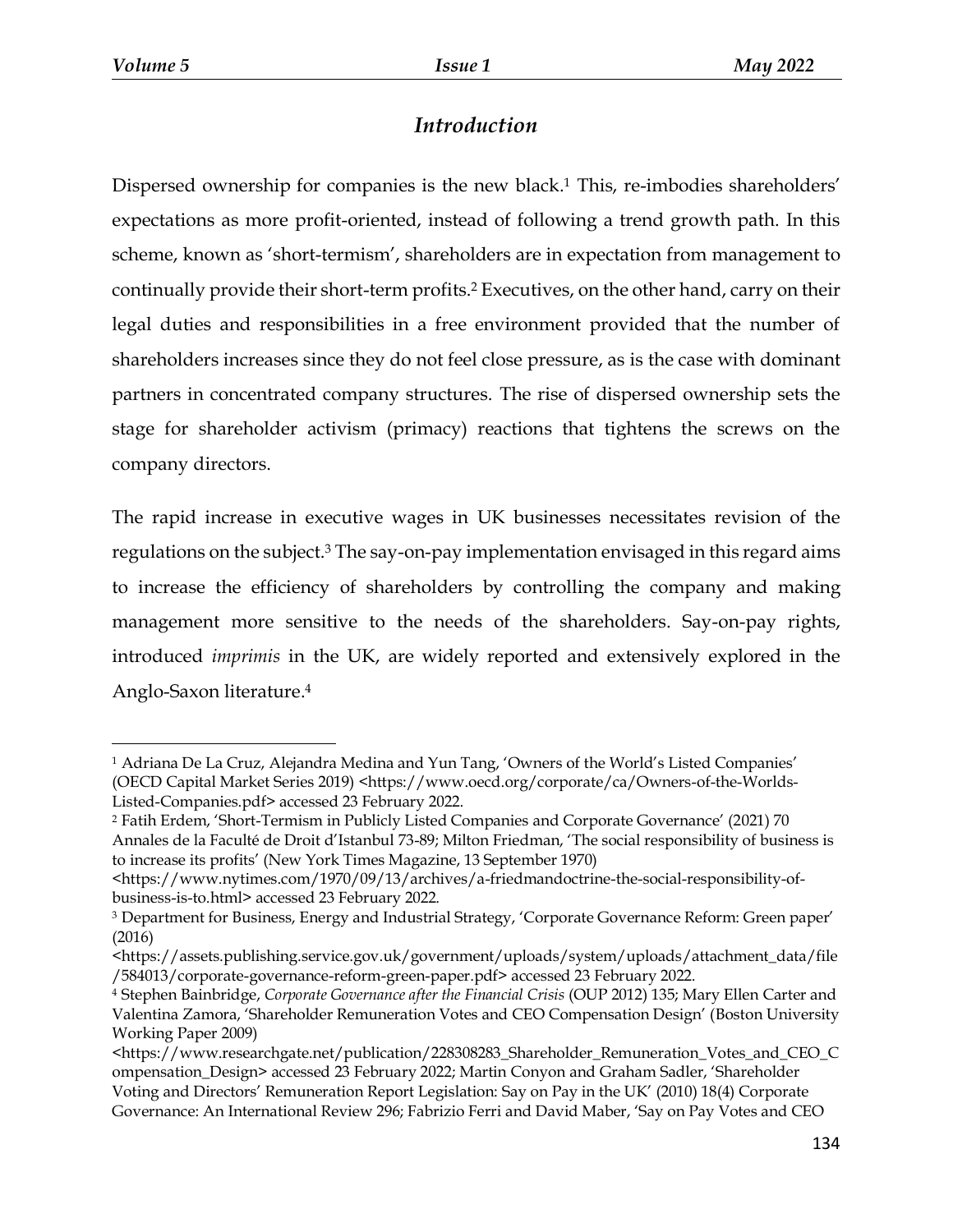## *Introduction*

Dispersed ownership for companies is the new black.[1] This, re-imbodies shareholders' expectations as more profit-oriented, instead of following a trend growth path. In this scheme, known as 'short-termism', shareholders are in expectation from management to continually provide their short-term profits.[2] Executives, on the other hand, carry on their legal duties and responsibilities in a free environment provided that the number of shareholders increases since they do not feel close pressure, as is the case with dominant partners in concentrated company structures. The rise of dispersed ownership sets the stage for shareholder activism (primacy) reactions that tightens the screws on the company directors.

The rapid increase in executive wages in UK businesses necessitates revision of the regulations on the subject.[3] The say-on-pay implementation envisaged in this regard aims to increase the efficiency of shareholders by controlling the company and making management more sensitive to the needs of the shareholders. Say-on-pay rights, introduced *imprimis* in the UK, are widely reported and extensively explored in the Anglo-Saxon literature.[4]

---

[1] Adriana De La Cruz, Alejandra Medina and Yun Tang, 'Owners of the World's Listed Companies' (OECD Capital Market Series 2019) <https://www.oecd.org/corporate/ca/Owners-of-the-Worlds-Listed-Companies.pdf> accessed 23 February 2022.

[2] Fatih Erdem, 'Short-Termism in Publicly Listed Companies and Corporate Governance' (2021) 70 Annales de la Faculté de Droit d'Istanbul 73-89; Milton Friedman, 'The social responsibility of business is to increase its profits' (New York Times Magazine, 13 September 1970) <https://www.nytimes.com/1970/09/13/archives/a-friedmandoctrine-the-social-responsibility-of-business-is-to.html> accessed 23 February 2022.

[3] Department for Business, Energy and Industrial Strategy, 'Corporate Governance Reform: Green paper' (2016) <https://assets.publishing.service.gov.uk/government/uploads/system/uploads/attachment_data/file/584013/corporate-governance-reform-green-paper.pdf> accessed 23 February 2022.

[4] Stephen Bainbridge, *Corporate Governance after the Financial Crisis* (OUP 2012) 135; Mary Ellen Carter and Valentina Zamora, 'Shareholder Remuneration Votes and CEO Compensation Design' (Boston University Working Paper 2009) <https://www.researchgate.net/publication/228308283_Shareholder_Remuneration_Votes_and_CEO_Compensation_Design> accessed 23 February 2022; Martin Conyon and Graham Sadler, 'Shareholder Voting and Directors' Remuneration Report Legislation: Say on Pay in the UK' (2010) 18(4) Corporate Governance: An International Review 296; Fabrizio Ferri and David Maber, 'Say on Pay Votes and CEO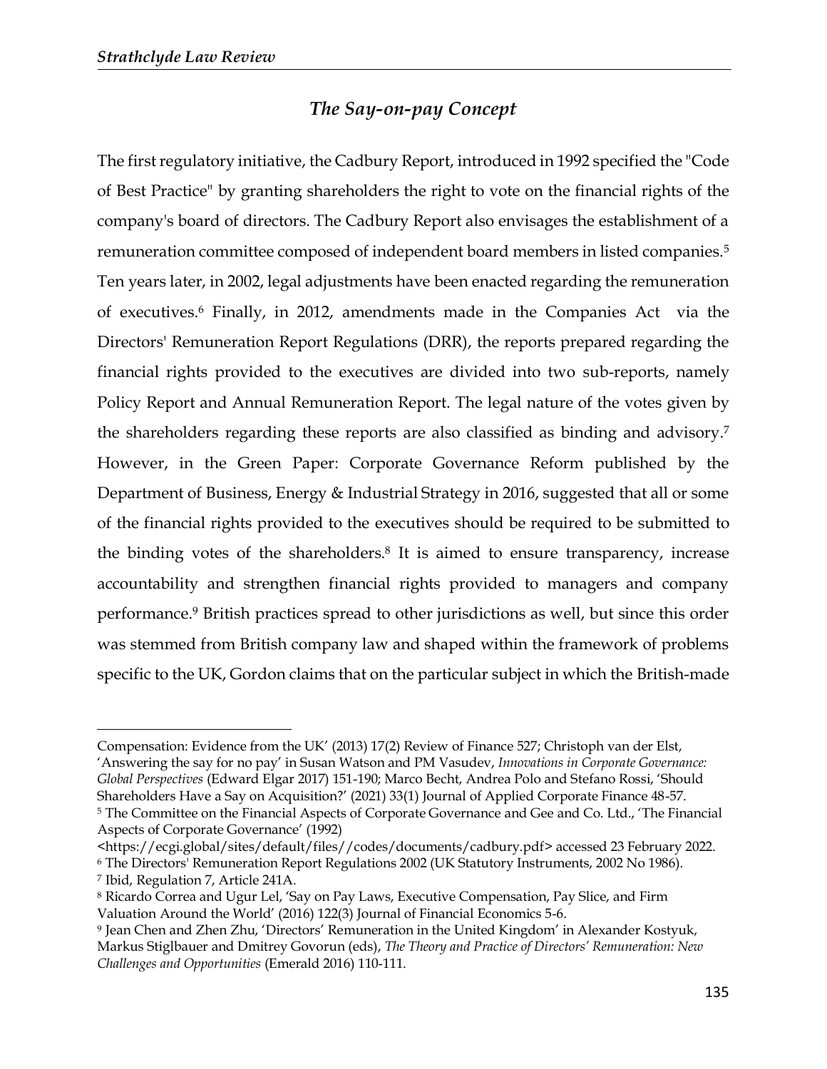## *The Say-on-pay Concept*

The first regulatory initiative, the Cadbury Report, introduced in 1992 specified the "Code of Best Practice" by granting shareholders the right to vote on the financial rights of the company's board of directors. The Cadbury Report also envisages the establishment of a remuneration committee composed of independent board members in listed companies.[5] Ten years later, in 2002, legal adjustments have been enacted regarding the remuneration of executives.[6] Finally, in 2012, amendments made in the Companies Act via the Directors' Remuneration Report Regulations (DRR), the reports prepared regarding the financial rights provided to the executives are divided into two sub-reports, namely Policy Report and Annual Remuneration Report. The legal nature of the votes given by the shareholders regarding these reports are also classified as binding and advisory.[7] However, in the Green Paper: Corporate Governance Reform published by the Department of Business, Energy & Industrial Strategy in 2016, suggested that all or some of the financial rights provided to the executives should be required to be submitted to the binding votes of the shareholders.[8] It is aimed to ensure transparency, increase accountability and strengthen financial rights provided to managers and company performance.[9] British practices spread to other jurisdictions as well, but since this order was stemmed from British company law and shaped within the framework of problems specific to the UK, Gordon claims that on the particular subject in which the British-made

---

Compensation: Evidence from the UK' (2013) 17(2) Review of Finance 527; Christoph van der Elst, 'Answering the say for no pay' in Susan Watson and PM Vasudev, *Innovations in Corporate Governance: Global Perspectives* (Edward Elgar 2017) 151-190; Marco Becht, Andrea Polo and Stefano Rossi, 'Should Shareholders Have a Say on Acquisition?' (2021) 33(1) Journal of Applied Corporate Finance 48-57.

[5] The Committee on the Financial Aspects of Corporate Governance and Gee and Co. Ltd., 'The Financial Aspects of Corporate Governance' (1992) <https://ecgi.global/sites/default/files//codes/documents/cadbury.pdf> accessed 23 February 2022.

[6] The Directors' Remuneration Report Regulations 2002 (UK Statutory Instruments, 2002 No 1986).

[7] Ibid, Regulation 7, Article 241A.

[8] Ricardo Correa and Ugur Lel, 'Say on Pay Laws, Executive Compensation, Pay Slice, and Firm Valuation Around the World' (2016) 122(3) Journal of Financial Economics 5-6.

[9] Jean Chen and Zhen Zhu, 'Directors' Remuneration in the United Kingdom' in Alexander Kostyuk, Markus Stiglbauer and Dmitrey Govorun (eds), *The Theory and Practice of Directors' Remuneration: New Challenges and Opportunities* (Emerald 2016) 110-111.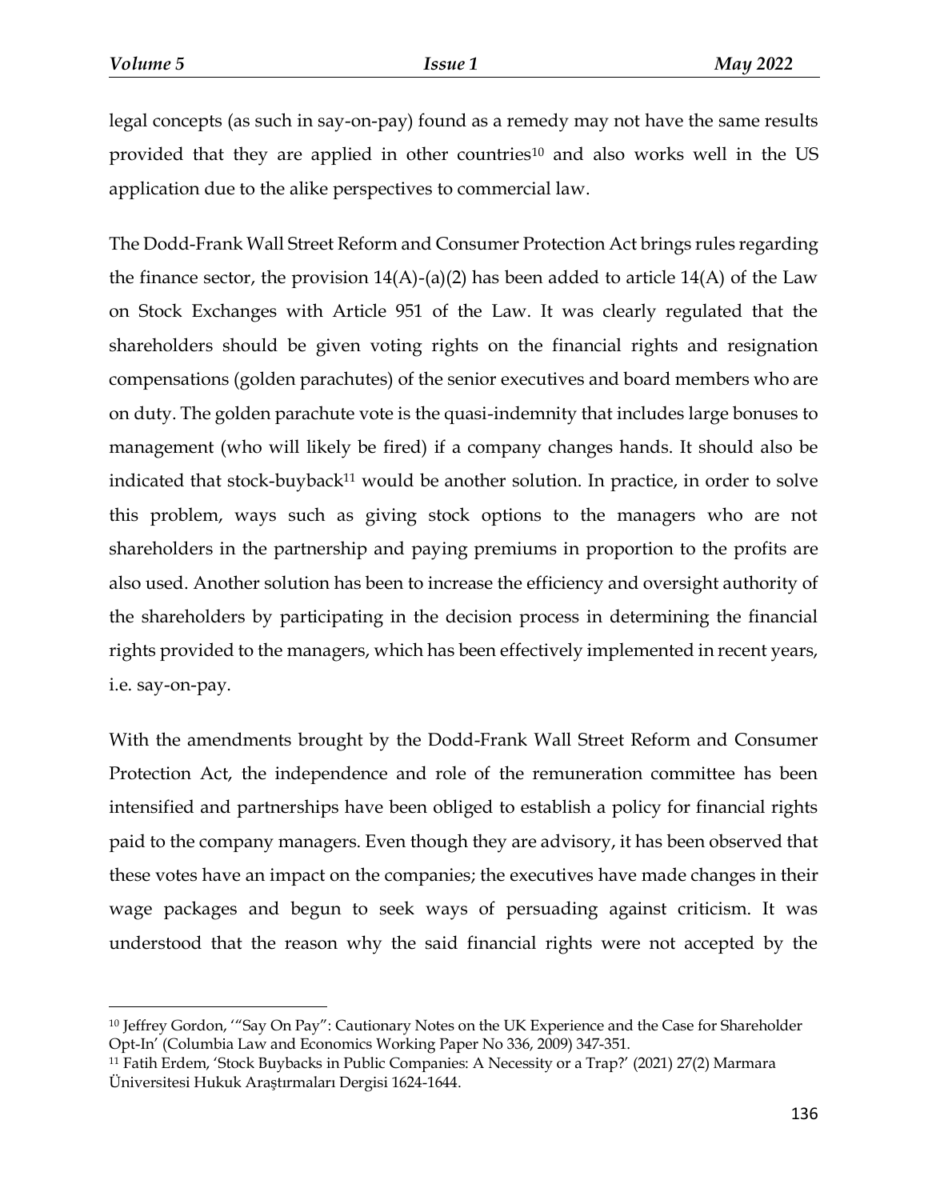legal concepts (as such in say-on-pay) found as a remedy may not have the same results provided that they are applied in other countries[10] and also works well in the US application due to the alike perspectives to commercial law.

The Dodd-Frank Wall Street Reform and Consumer Protection Act brings rules regarding the finance sector, the provision 14(A)-(a)(2) has been added to article 14(A) of the Law on Stock Exchanges with Article 951 of the Law. It was clearly regulated that the shareholders should be given voting rights on the financial rights and resignation compensations (golden parachutes) of the senior executives and board members who are on duty. The golden parachute vote is the quasi-indemnity that includes large bonuses to management (who will likely be fired) if a company changes hands. It should also be indicated that stock-buyback[11] would be another solution. In practice, in order to solve this problem, ways such as giving stock options to the managers who are not shareholders in the partnership and paying premiums in proportion to the profits are also used. Another solution has been to increase the efficiency and oversight authority of the shareholders by participating in the decision process in determining the financial rights provided to the managers, which has been effectively implemented in recent years, i.e. say-on-pay.

With the amendments brought by the Dodd-Frank Wall Street Reform and Consumer Protection Act, the independence and role of the remuneration committee has been intensified and partnerships have been obliged to establish a policy for financial rights paid to the company managers. Even though they are advisory, it has been observed that these votes have an impact on the companies; the executives have made changes in their wage packages and begun to seek ways of persuading against criticism. It was understood that the reason why the said financial rights were not accepted by the

---

[10] Jeffrey Gordon, '"Say On Pay": Cautionary Notes on the UK Experience and the Case for Shareholder Opt-In' (Columbia Law and Economics Working Paper No 336, 2009) 347-351.

[11] Fatih Erdem, 'Stock Buybacks in Public Companies: A Necessity or a Trap?' (2021) 27(2) Marmara Üniversitesi Hukuk Araştırmaları Dergisi 1624-1644.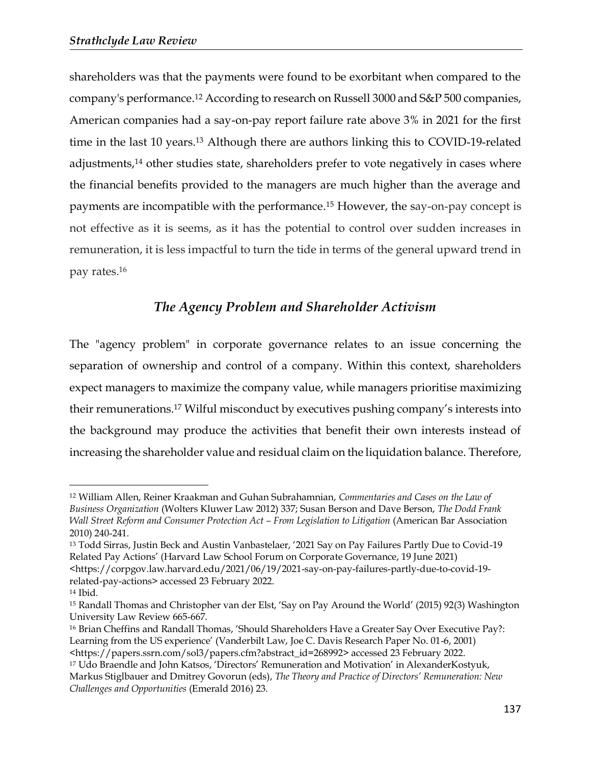shareholders was that the payments were found to be exorbitant when compared to the company's performance.[12] According to research on Russell 3000 and S&P 500 companies, American companies had a say-on-pay report failure rate above 3% in 2021 for the first time in the last 10 years.[13] Although there are authors linking this to COVID-19-related adjustments,[14] other studies state, shareholders prefer to vote negatively in cases where the financial benefits provided to the managers are much higher than the average and payments are incompatible with the performance.[15] However, the say-on-pay concept is not effective as it is seems, as it has the potential to control over sudden increases in remuneration, it is less impactful to turn the tide in terms of the general upward trend in pay rates.[16]

## *The Agency Problem and Shareholder Activism*

The "agency problem" in corporate governance relates to an issue concerning the separation of ownership and control of a company. Within this context, shareholders expect managers to maximize the company value, while managers prioritise maximizing their remunerations.[17] Wilful misconduct by executives pushing company's interests into the background may produce the activities that benefit their own interests instead of increasing the shareholder value and residual claim on the liquidation balance. Therefore,

---

[12] William Allen, Reiner Kraakman and Guhan Subrahamnian, *Commentaries and Cases on the Law of Business Organization* (Wolters Kluwer Law 2012) 337; Susan Berson and Dave Berson, *The Dodd Frank Wall Street Reform and Consumer Protection Act – From Legislation to Litigation* (American Bar Association 2010) 240-241.

[13] Todd Sirras, Justin Beck and Austin Vanbastelaer, '2021 Say on Pay Failures Partly Due to Covid-19 Related Pay Actions' (Harvard Law School Forum on Corporate Governance, 19 June 2021) <https://corpgov.law.harvard.edu/2021/06/19/2021-say-on-pay-failures-partly-due-to-covid-19-related-pay-actions> accessed 23 February 2022.

[14] Ibid.

[15] Randall Thomas and Christopher van der Elst, 'Say on Pay Around the World' (2015) 92(3) Washington University Law Review 665-667.

[16] Brian Cheffins and Randall Thomas, 'Should Shareholders Have a Greater Say Over Executive Pay?: Learning from the US experience' (Vanderbilt Law, Joe C. Davis Research Paper No. 01-6, 2001) <https://papers.ssrn.com/sol3/papers.cfm?abstract_id=268992> accessed 23 February 2022.

[17] Udo Braendle and John Katsos, 'Directors' Remuneration and Motivation' in AlexanderKostyuk, Markus Stiglbauer and Dmitrey Govorun (eds), *The Theory and Practice of Directors' Remuneration: New Challenges and Opportunities* (Emerald 2016) 23.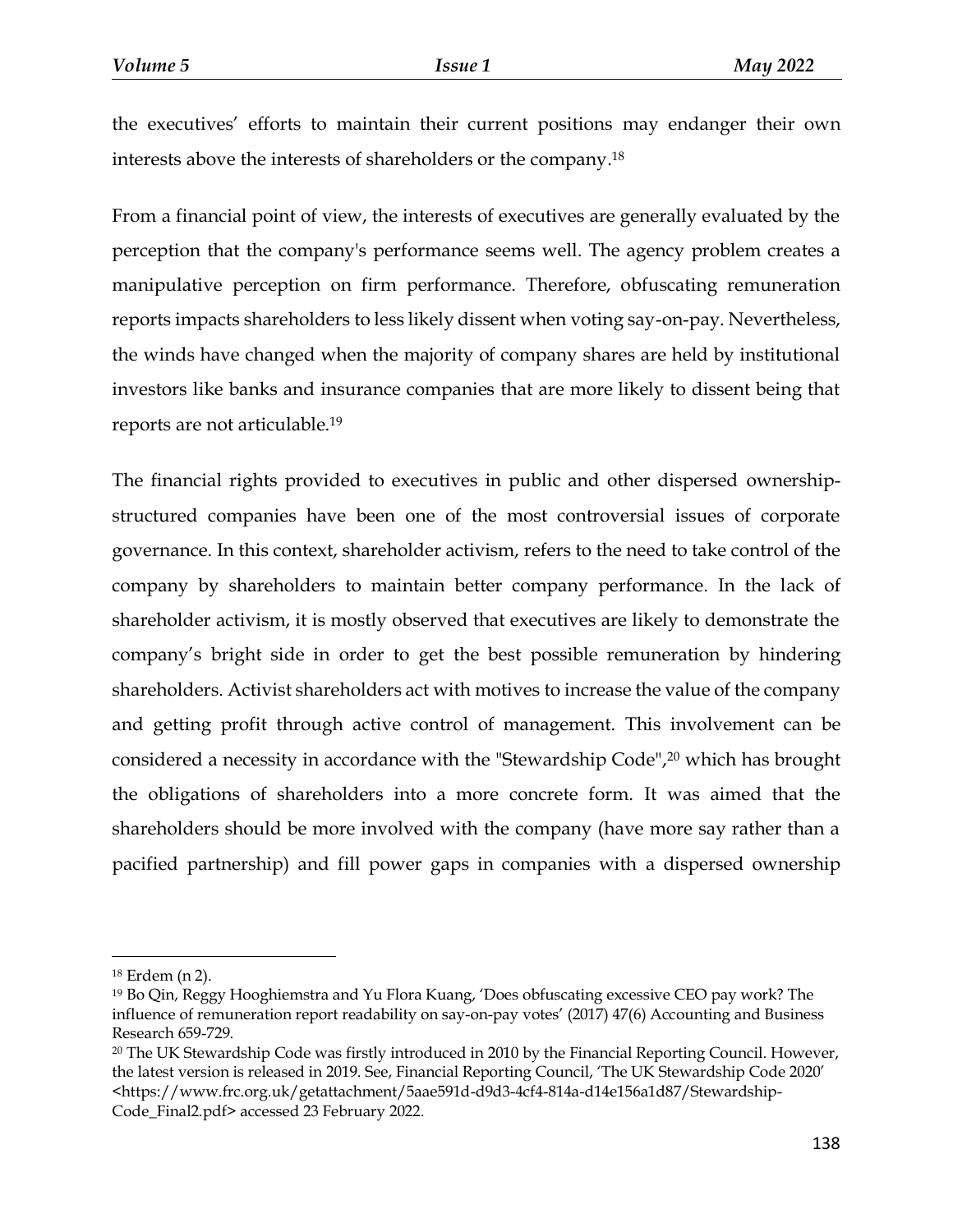the executives' efforts to maintain their current positions may endanger their own interests above the interests of shareholders or the company.[18]

From a financial point of view, the interests of executives are generally evaluated by the perception that the company's performance seems well. The agency problem creates a manipulative perception on firm performance. Therefore, obfuscating remuneration reports impacts shareholders to less likely dissent when voting say-on-pay. Nevertheless, the winds have changed when the majority of company shares are held by institutional investors like banks and insurance companies that are more likely to dissent being that reports are not articulable.[19]

The financial rights provided to executives in public and other dispersed ownership-structured companies have been one of the most controversial issues of corporate governance. In this context, shareholder activism, refers to the need to take control of the company by shareholders to maintain better company performance. In the lack of shareholder activism, it is mostly observed that executives are likely to demonstrate the company's bright side in order to get the best possible remuneration by hindering shareholders. Activist shareholders act with motives to increase the value of the company and getting profit through active control of management. This involvement can be considered a necessity in accordance with the "Stewardship Code",[20] which has brought the obligations of shareholders into a more concrete form. It was aimed that the shareholders should be more involved with the company (have more say rather than a pacified partnership) and fill power gaps in companies with a dispersed ownership

---

[18] Erdem (n 2).

[19] Bo Qin, Reggy Hooghiemstra and Yu Flora Kuang, 'Does obfuscating excessive CEO pay work? The influence of remuneration report readability on say-on-pay votes' (2017) 47(6) Accounting and Business Research 659-729.

[20] The UK Stewardship Code was firstly introduced in 2010 by the Financial Reporting Council. However, the latest version is released in 2019. See, Financial Reporting Council, 'The UK Stewardship Code 2020' <https://www.frc.org.uk/getattachment/5aae591d-d9d3-4cf4-814a-d14e156a1d87/Stewardship-Code_Final2.pdf> accessed 23 February 2022.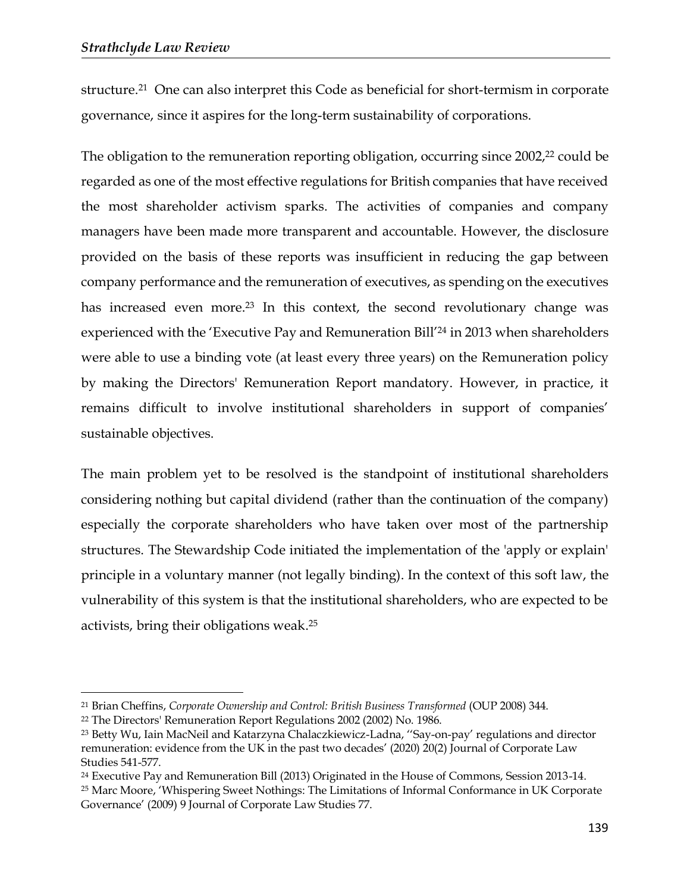structure.[21] One can also interpret this Code as beneficial for short-termism in corporate governance, since it aspires for the long-term sustainability of corporations.

The obligation to the remuneration reporting obligation, occurring since 2002,[22] could be regarded as one of the most effective regulations for British companies that have received the most shareholder activism sparks. The activities of companies and company managers have been made more transparent and accountable. However, the disclosure provided on the basis of these reports was insufficient in reducing the gap between company performance and the remuneration of executives, as spending on the executives has increased even more.[23] In this context, the second revolutionary change was experienced with the 'Executive Pay and Remuneration Bill'[24] in 2013 when shareholders were able to use a binding vote (at least every three years) on the Remuneration policy by making the Directors' Remuneration Report mandatory. However, in practice, it remains difficult to involve institutional shareholders in support of companies' sustainable objectives.

The main problem yet to be resolved is the standpoint of institutional shareholders considering nothing but capital dividend (rather than the continuation of the company) especially the corporate shareholders who have taken over most of the partnership structures. The Stewardship Code initiated the implementation of the 'apply or explain' principle in a voluntary manner (not legally binding). In the context of this soft law, the vulnerability of this system is that the institutional shareholders, who are expected to be activists, bring their obligations weak.[25]

---

[21] Brian Cheffins, *Corporate Ownership and Control: British Business Transformed* (OUP 2008) 344.

[22] The Directors' Remuneration Report Regulations 2002 (2002) No. 1986.

[23] Betty Wu, Iain MacNeil and Katarzyna Chalaczkiewicz-Ladna, ''Say-on-pay' regulations and director remuneration: evidence from the UK in the past two decades' (2020) 20(2) Journal of Corporate Law Studies 541-577.

[24] Executive Pay and Remuneration Bill (2013) Originated in the House of Commons, Session 2013-14.

[25] Marc Moore, 'Whispering Sweet Nothings: The Limitations of Informal Conformance in UK Corporate Governance' (2009) 9 Journal of Corporate Law Studies 77.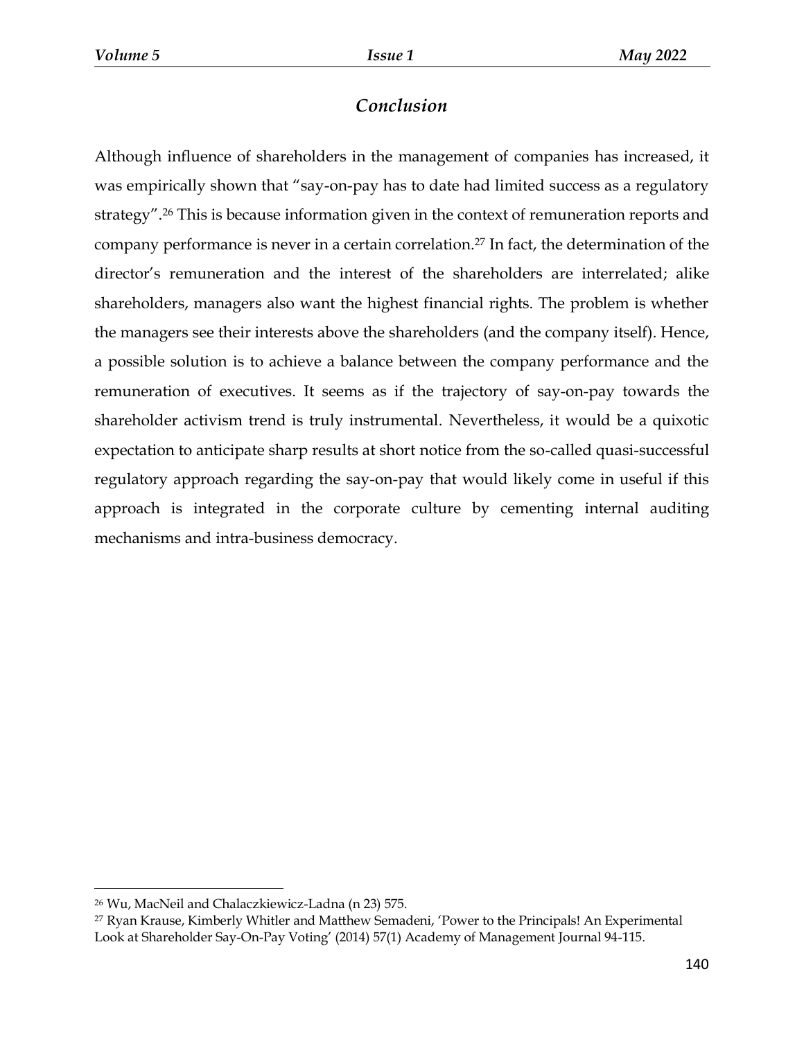## *Conclusion*

Although influence of shareholders in the management of companies has increased, it was empirically shown that "say-on-pay has to date had limited success as a regulatory strategy".[26] This is because information given in the context of remuneration reports and company performance is never in a certain correlation.[27] In fact, the determination of the director's remuneration and the interest of the shareholders are interrelated; alike shareholders, managers also want the highest financial rights. The problem is whether the managers see their interests above the shareholders (and the company itself). Hence, a possible solution is to achieve a balance between the company performance and the remuneration of executives. It seems as if the trajectory of say-on-pay towards the shareholder activism trend is truly instrumental. Nevertheless, it would be a quixotic expectation to anticipate sharp results at short notice from the so-called quasi-successful regulatory approach regarding the say-on-pay that would likely come in useful if this approach is integrated in the corporate culture by cementing internal auditing mechanisms and intra-business democracy.

---

[26] Wu, MacNeil and Chalaczkiewicz-Ladna (n 23) 575.

[27] Ryan Krause, Kimberly Whitler and Matthew Semadeni, 'Power to the Principals! An Experimental Look at Shareholder Say-On-Pay Voting' (2014) 57(1) Academy of Management Journal 94-115.